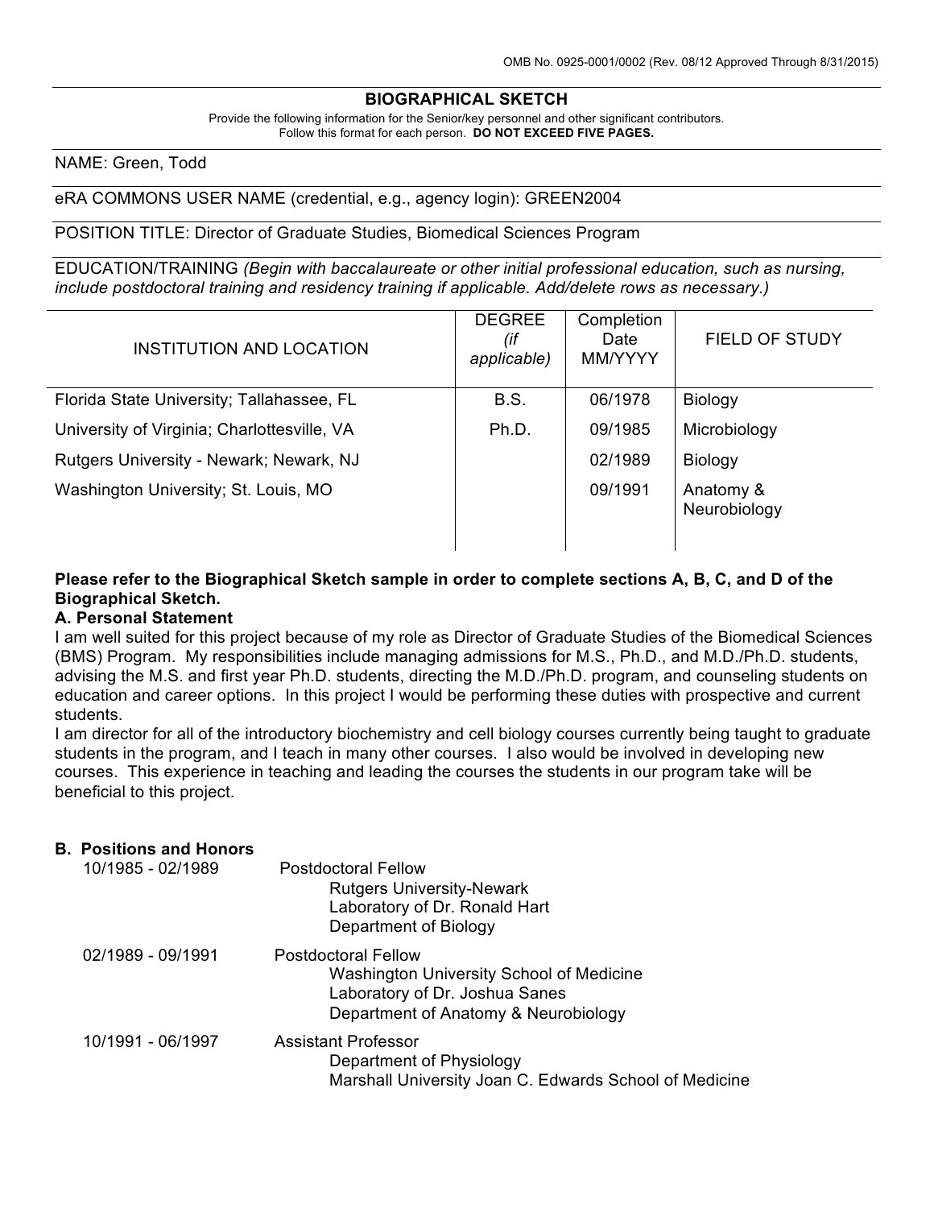OMB No. 0925-0001/0002 (Rev. 08/12 Approved Through 8/31/2015)

## BIOGRAPHICAL SKETCH

Provide the following information for the Senior/key personnel and other significant contributors.
Follow this format for each person. **DO NOT EXCEED FIVE PAGES.**

NAME: Green, Todd

eRA COMMONS USER NAME (credential, e.g., agency login): GREEN2004

POSITION TITLE: Director of Graduate Studies, Biomedical Sciences Program

EDUCATION/TRAINING *(Begin with baccalaureate or other initial professional education, such as nursing, include postdoctoral training and residency training if applicable. Add/delete rows as necessary.)*

| INSTITUTION AND LOCATION | DEGREE *(if applicable)* | Completion Date MM/YYYY | FIELD OF STUDY |
|---|---|---|---|
| Florida State University; Tallahassee, FL | B.S. | 06/1978 | Biology |
| University of Virginia; Charlottesville, VA | Ph.D. | 09/1985 | Microbiology |
| Rutgers University - Newark; Newark, NJ | | 02/1989 | Biology |
| Washington University; St. Louis, MO | | 09/1991 | Anatomy & Neurobiology |

**Please refer to the Biographical Sketch sample in order to complete sections A, B, C, and D of the Biographical Sketch.**

### A. Personal Statement

I am well suited for this project because of my role as Director of Graduate Studies of the Biomedical Sciences (BMS) Program. My responsibilities include managing admissions for M.S., Ph.D., and M.D./Ph.D. students, advising the M.S. and first year Ph.D. students, directing the M.D./Ph.D. program, and counseling students on education and career options. In this project I would be performing these duties with prospective and current students.

I am director for all of the introductory biochemistry and cell biology courses currently being taught to graduate students in the program, and I teach in many other courses. I also would be involved in developing new courses. This experience in teaching and leading the courses the students in our program take will be beneficial to this project.

### B. Positions and Honors

10/1985 - 02/1989 Postdoctoral Fellow
Rutgers University-Newark
Laboratory of Dr. Ronald Hart
Department of Biology

02/1989 - 09/1991 Postdoctoral Fellow
Washington University School of Medicine
Laboratory of Dr. Joshua Sanes
Department of Anatomy & Neurobiology

10/1991 - 06/1997 Assistant Professor
Department of Physiology
Marshall University Joan C. Edwards School of Medicine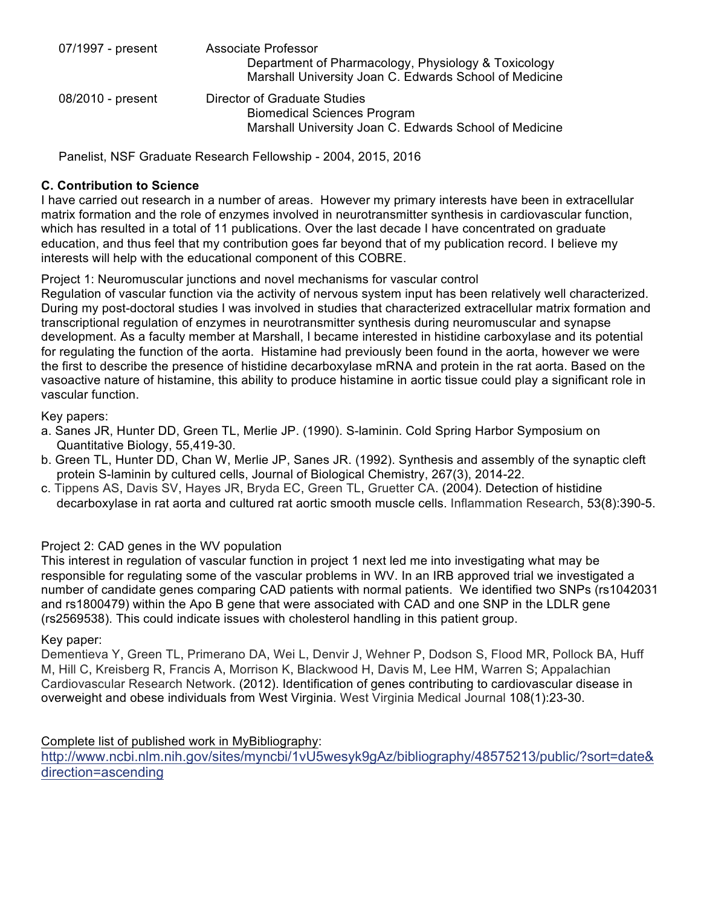| | |
|---|---|
| 07/1997 - present | Associate Professor<br>Department of Pharmacology, Physiology & Toxicology<br>Marshall University Joan C. Edwards School of Medicine |
| 08/2010 - present | Director of Graduate Studies<br>Biomedical Sciences Program<br>Marshall University Joan C. Edwards School of Medicine |

Panelist, NSF Graduate Research Fellowship - 2004, 2015, 2016

**C. Contribution to Science**

I have carried out research in a number of areas. However my primary interests have been in extracellular matrix formation and the role of enzymes involved in neurotransmitter synthesis in cardiovascular function, which has resulted in a total of 11 publications. Over the last decade I have concentrated on graduate education, and thus feel that my contribution goes far beyond that of my publication record. I believe my interests will help with the educational component of this COBRE.

Project 1: Neuromuscular junctions and novel mechanisms for vascular control

Regulation of vascular function via the activity of nervous system input has been relatively well characterized. During my post-doctoral studies I was involved in studies that characterized extracellular matrix formation and transcriptional regulation of enzymes in neurotransmitter synthesis during neuromuscular and synapse development. As a faculty member at Marshall, I became interested in histidine carboxylase and its potential for regulating the function of the aorta. Histamine had previously been found in the aorta, however we were the first to describe the presence of histidine decarboxylase mRNA and protein in the rat aorta. Based on the vasoactive nature of histamine, this ability to produce histamine in aortic tissue could play a significant role in vascular function.

Key papers:

a. Sanes JR, Hunter DD, Green TL, Merlie JP. (1990). S-laminin. Cold Spring Harbor Symposium on Quantitative Biology, 55,419-30.
b. Green TL, Hunter DD, Chan W, Merlie JP, Sanes JR. (1992). Synthesis and assembly of the synaptic cleft protein S-laminin by cultured cells, Journal of Biological Chemistry, 267(3), 2014-22.
c. Tippens AS, Davis SV, Hayes JR, Bryda EC, Green TL, Gruetter CA. (2004). Detection of histidine decarboxylase in rat aorta and cultured rat aortic smooth muscle cells. Inflammation Research, 53(8):390-5.

Project 2: CAD genes in the WV population

This interest in regulation of vascular function in project 1 next led me into investigating what may be responsible for regulating some of the vascular problems in WV. In an IRB approved trial we investigated a number of candidate genes comparing CAD patients with normal patients. We identified two SNPs (rs1042031 and rs1800479) within the Apo B gene that were associated with CAD and one SNP in the LDLR gene (rs2569538). This could indicate issues with cholesterol handling in this patient group.

Key paper:

Dementieva Y, Green TL, Primerano DA, Wei L, Denvir J, Wehner P, Dodson S, Flood MR, Pollock BA, Huff M, Hill C, Kreisberg R, Francis A, Morrison K, Blackwood H, Davis M, Lee HM, Warren S; Appalachian Cardiovascular Research Network. (2012). Identification of genes contributing to cardiovascular disease in overweight and obese individuals from West Virginia. West Virginia Medical Journal 108(1):23-30.

Complete list of published work in MyBibliography:
http://www.ncbi.nlm.nih.gov/sites/myncbi/1vU5wesyk9gAz/bibliography/48575213/public/?sort=date&direction=ascending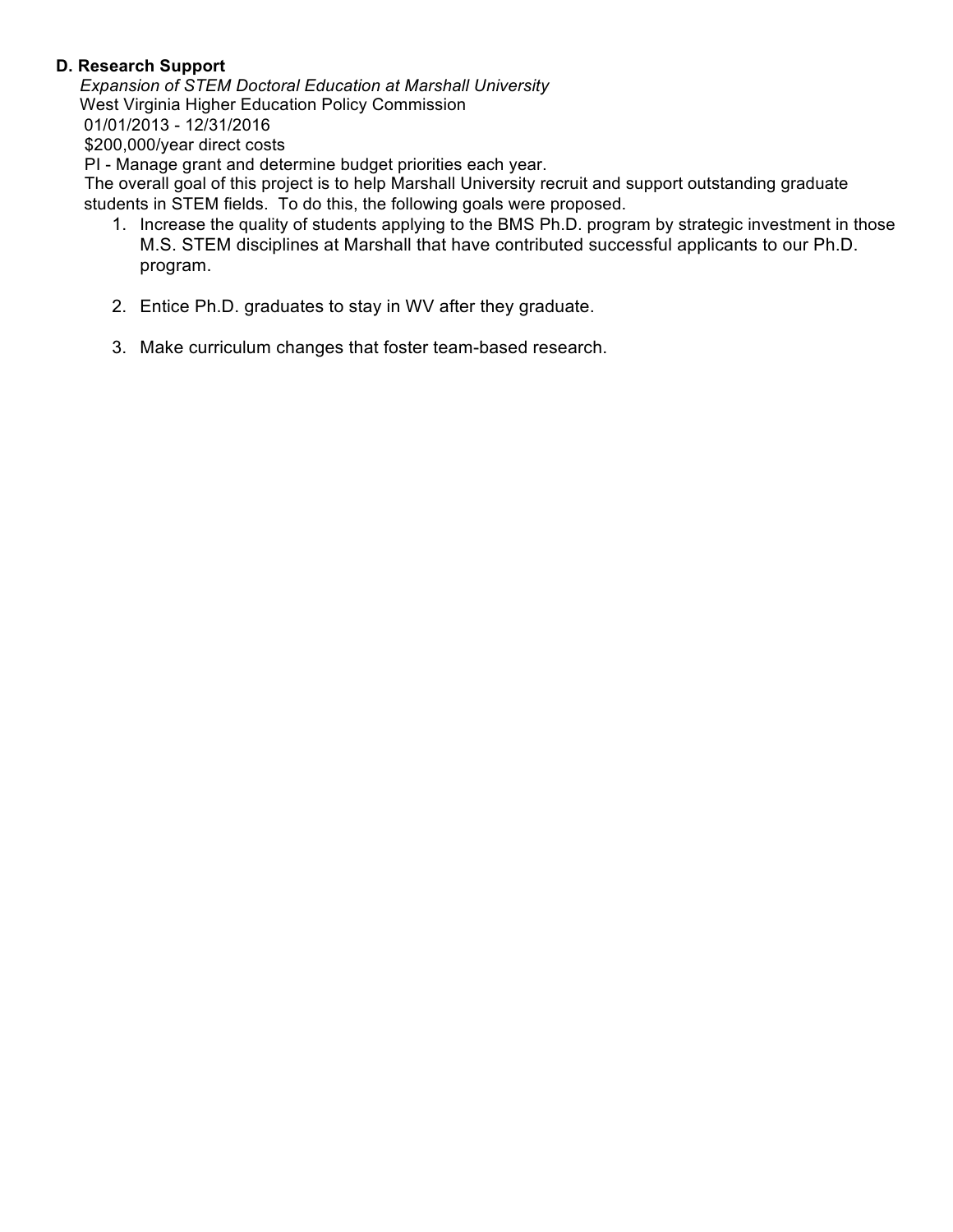**D. Research Support**

*Expansion of STEM Doctoral Education at Marshall University*
West Virginia Higher Education Policy Commission
01/01/2013 - 12/31/2016
$200,000/year direct costs
PI - Manage grant and determine budget priorities each year.
The overall goal of this project is to help Marshall University recruit and support outstanding graduate students in STEM fields. To do this, the following goals were proposed.

1. Increase the quality of students applying to the BMS Ph.D. program by strategic investment in those M.S. STEM disciplines at Marshall that have contributed successful applicants to our Ph.D. program.

2. Entice Ph.D. graduates to stay in WV after they graduate.

3. Make curriculum changes that foster team-based research.